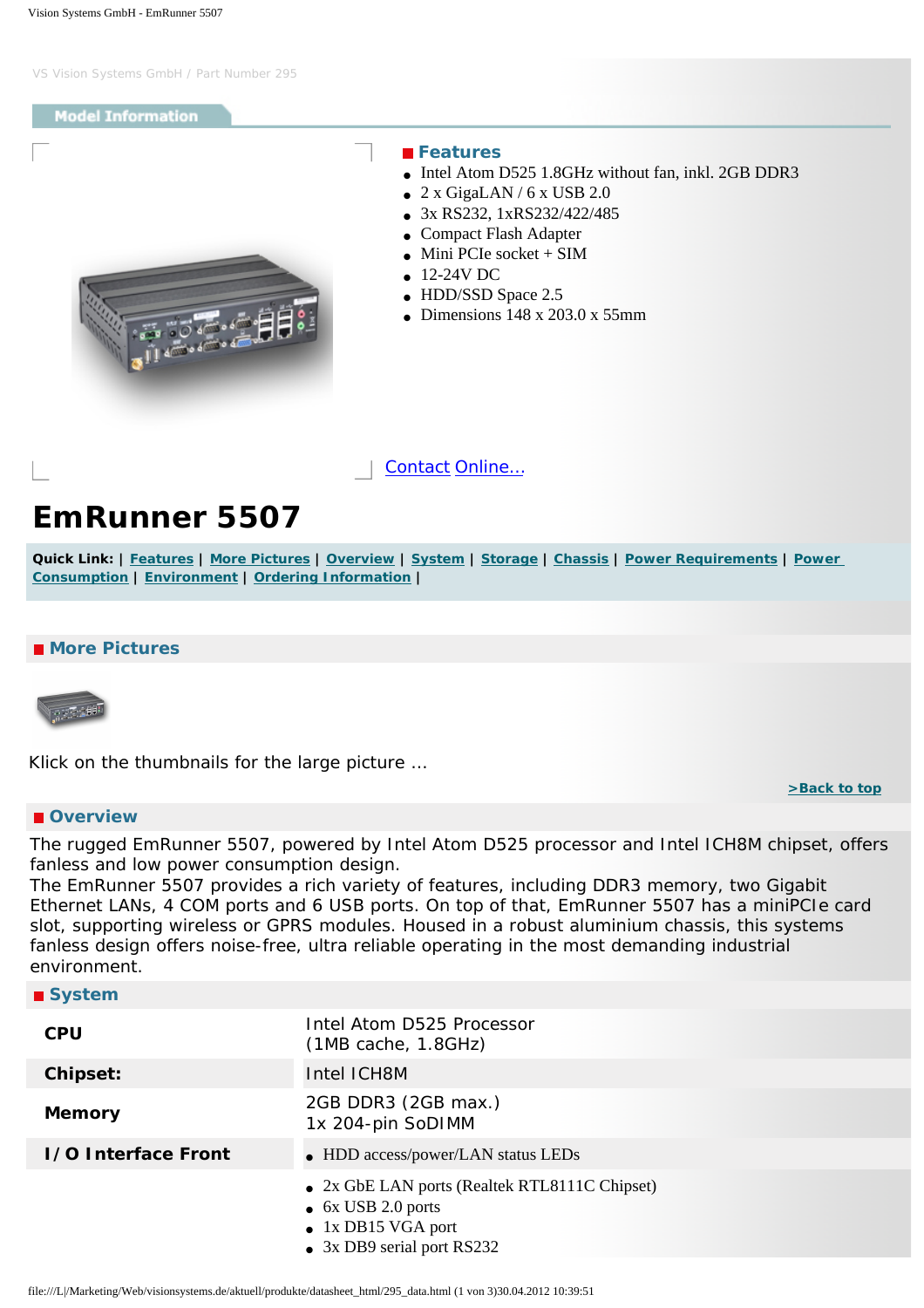VS Vision Systems GmbH / Part Number 295

## Model Information

### Features

- Intel Atom D525 1.8GHz without fan, inkl. 2GB DDR3
- 2 x GigaLAN / 6 x USB 2.0
- 3x RS232, 1xRS232/422/485
- Compact Flash Adapter
- Mini PCIe socket + SIM
- 12-24V DC
- HDD/SSD Space 2.5
- Dimensions 148 x 203.0 x 55mm

Contact Online...

# EmRunner 5507

**Quick Link:** | Features | More Pictures | Overview | System | Storage | Chassis | Power Requirements | Power Consumption | Environment | Ordering Information |

### More Pictures

Klick on the thumbnails for the large picture ...

>Back to top

### Overview

The rugged EmRunner 5507, powered by Intel Atom D525 processor and Intel ICH8M chipset, offers fanless and low power consumption design.
The EmRunner 5507 provides a rich variety of features, including DDR3 memory, two Gigabit Ethernet LANs, 4 COM ports and 6 USB ports. On top of that, EmRunner 5507 has a miniPCIe card slot, supporting wireless or GPRS modules. Housed in a robust aluminium chassis, this systems fanless design offers noise-free, ultra reliable operating in the most demanding industrial environment.

### System

| | |
|---|---|
| **CPU** | Intel Atom D525 Processor<br>(1MB cache, 1.8GHz) |
| **Chipset:** | Intel ICH8M |
| **Memory** | 2GB DDR3 (2GB max.)<br>1x 204-pin SoDIMM |
| **I/O Interface Front** | • HDD access/power/LAN status LEDs |
| | • 2x GbE LAN ports (Realtek RTL8111C Chipset)<br>• 6x USB 2.0 ports<br>• 1x DB15 VGA port<br>• 3x DB9 serial port RS232 |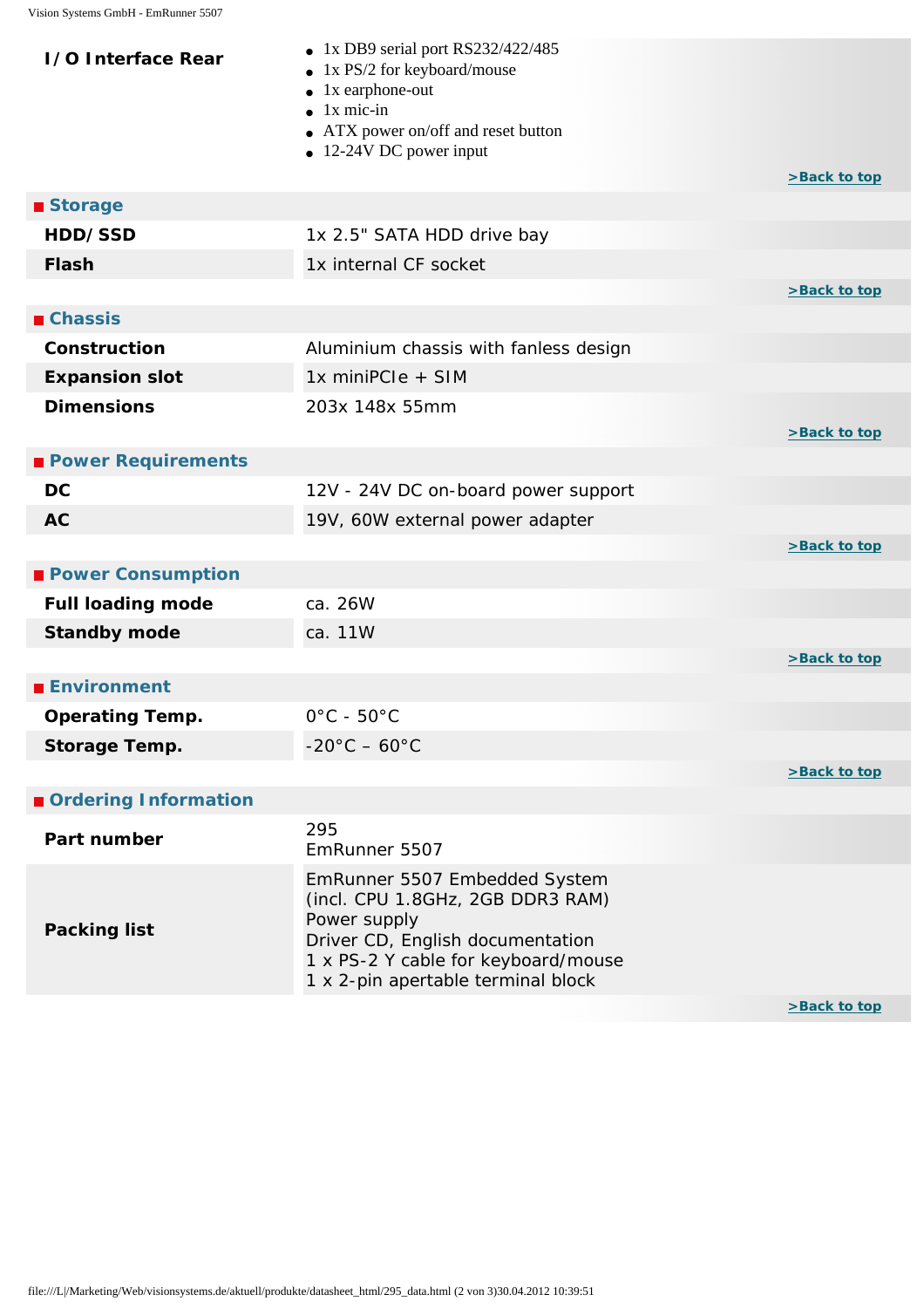| | |
|---|---|
| **I/O Interface Rear** | • 1x DB9 serial port RS232/422/485<br>• 1x PS/2 for keyboard/mouse<br>• 1x earphone-out<br>• 1x mic-in<br>• ATX power on/off and reset button<br>• 12-24V DC power input |

>Back to top

## Storage

| | |
|---|---|
| **HDD/SSD** | 1x 2.5" SATA HDD drive bay |
| **Flash** | 1x internal CF socket |

>Back to top

## Chassis

| | |
|---|---|
| **Construction** | Aluminium chassis with fanless design |
| **Expansion slot** | 1x miniPCIe + SIM |
| **Dimensions** | 203x 148x 55mm |

>Back to top

## Power Requirements

| | |
|---|---|
| **DC** | 12V - 24V DC on-board power support |
| **AC** | 19V, 60W external power adapter |

>Back to top

## Power Consumption

| | |
|---|---|
| **Full loading mode** | ca. 26W |
| **Standby mode** | ca. 11W |

>Back to top

## Environment

| | |
|---|---|
| **Operating Temp.** | 0°C - 50°C |
| **Storage Temp.** | -20°C – 60°C |

>Back to top

## Ordering Information

| | |
|---|---|
| **Part number** | 295<br>EmRunner 5507 |
| **Packing list** | EmRunner 5507 Embedded System<br>(incl. CPU 1.8GHz, 2GB DDR3 RAM)<br>Power supply<br>Driver CD, English documentation<br>1 x PS-2 Y cable for keyboard/mouse<br>1 x 2-pin apertable terminal block |

>Back to top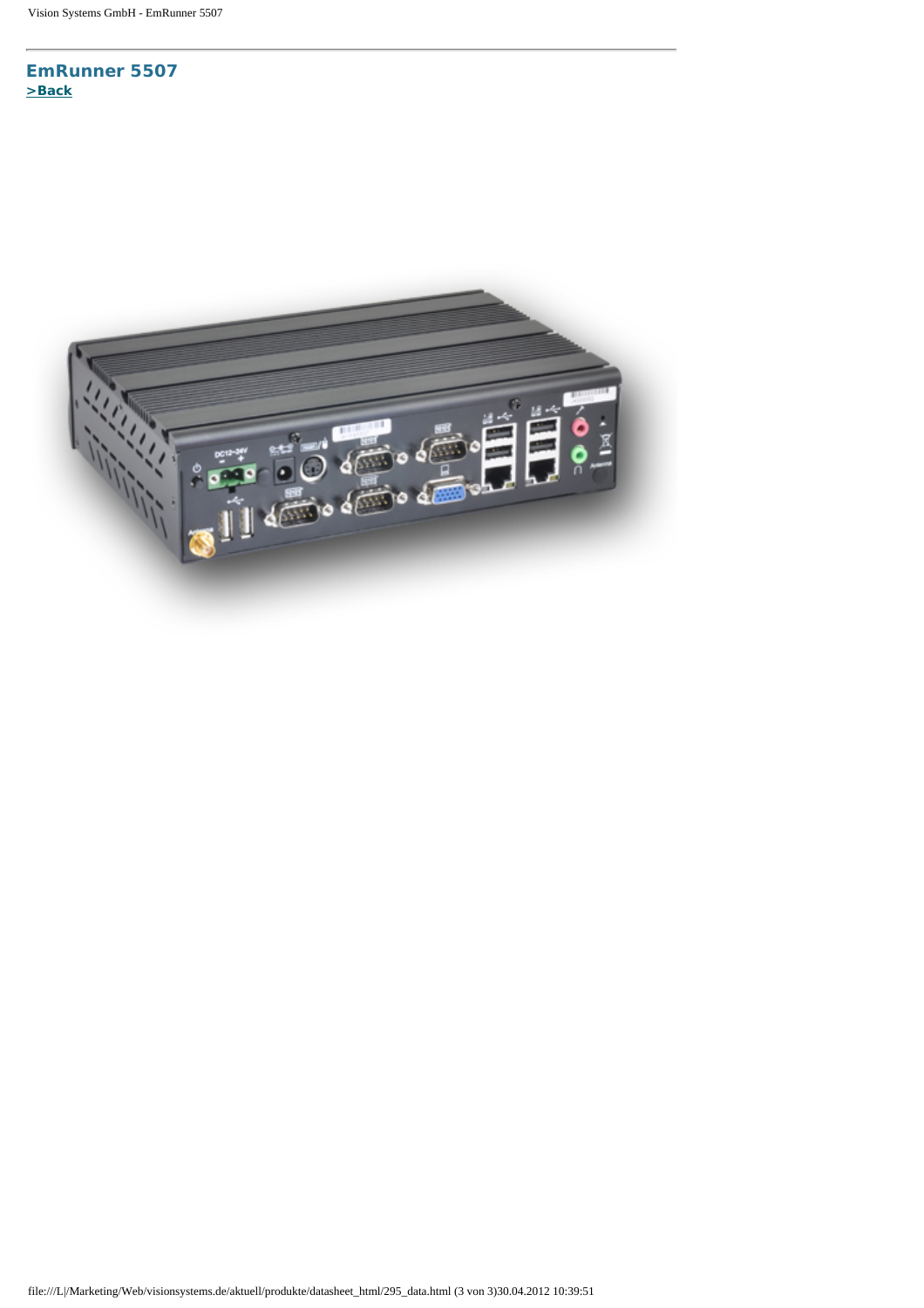## EmRunner 5507

**>Back**